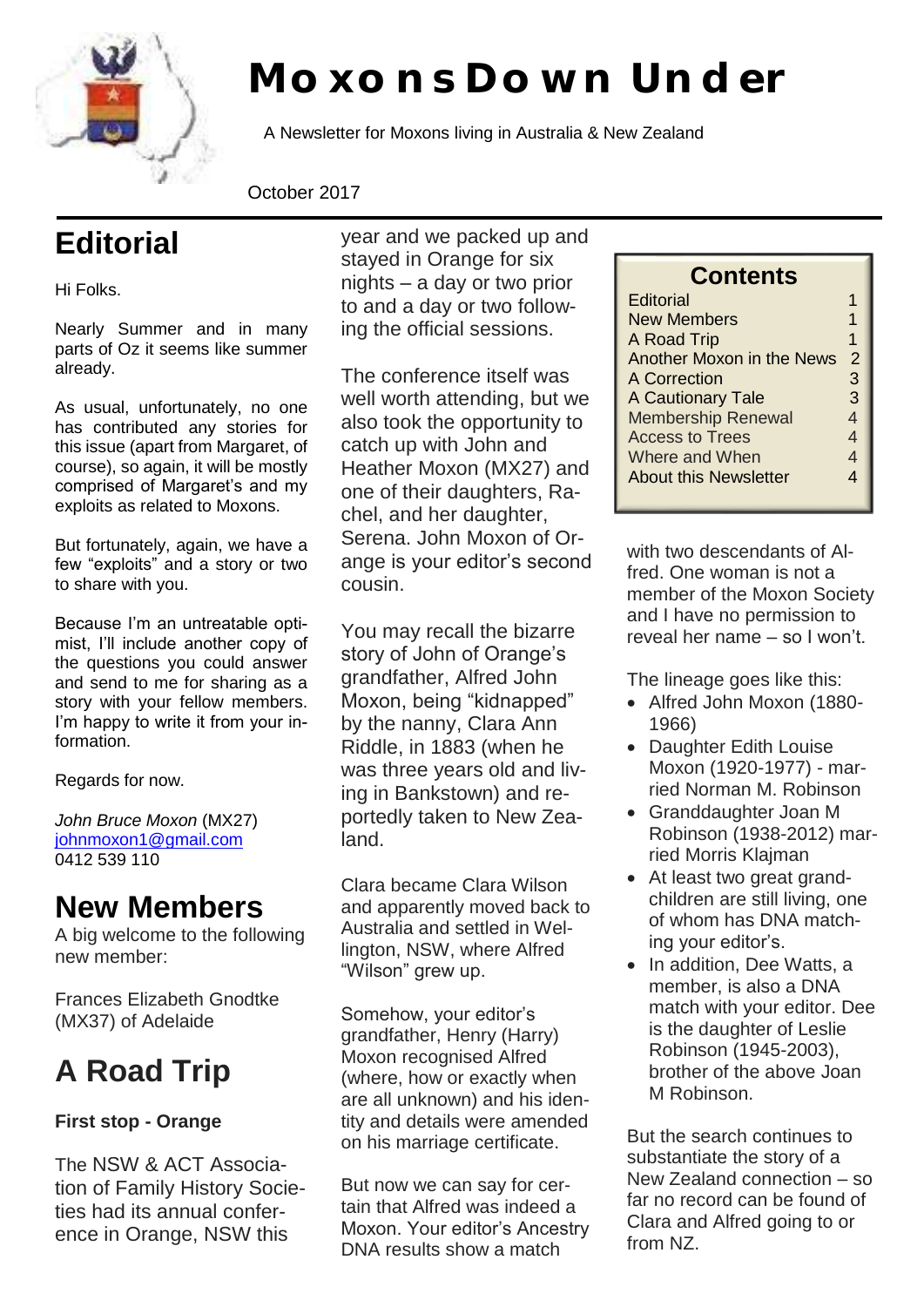# Moxons Down Under

A Newsletter for Moxons living in Australia & New Zealand

October 2017

## Editorial

Hi Folks.

Nearly Summer and in many parts of Oz it seems like summer already.

As usual, unfortunately, no one has contributed any stories for this issue (apart from Margaret, of course), so again, it will be mostly comprised of Margaret's and my exploits as related to Moxons.

But fortunately, again, we have a few "exploits" and a story or two to share with you.

Because I'm an untreatable optimist, I'll include another copy of the questions you could answer and send to me for sharing as a story with your fellow members. I'm happy to write it from your information.

Regards for now.

*John Bruce Moxon* (MX27)
johnmoxon1@gmail.com
0412 539 110

## New Members

A big welcome to the following new member:

Frances Elizabeth Gnodtke (MX37) of Adelaide

## A Road Trip

**First stop - Orange**

The NSW & ACT Association of Family History Societies had its annual conference in Orange, NSW this year and we packed up and stayed in Orange for six nights – a day or two prior to and a day or two following the official sessions.

The conference itself was well worth attending, but we also took the opportunity to catch up with John and Heather Moxon (MX27) and one of their daughters, Rachel, and her daughter, Serena. John Moxon of Orange is your editor's second cousin.

You may recall the bizarre story of John of Orange's grandfather, Alfred John Moxon, being "kidnapped" by the nanny, Clara Ann Riddle, in 1883 (when he was three years old and living in Bankstown) and reportedly taken to New Zealand.

Clara became Clara Wilson and apparently moved back to Australia and settled in Wellington, NSW, where Alfred "Wilson" grew up.

Somehow, your editor's grandfather, Henry (Harry) Moxon recognised Alfred (where, how or exactly when are all unknown) and his identity and details were amended on his marriage certificate.

But now we can say for certain that Alfred was indeed a Moxon. Your editor's Ancestry DNA results show a match with two descendants of Alfred. One woman is not a member of the Moxon Society and I have no permission to reveal her name – so I won't.

The lineage goes like this:

- Alfred John Moxon (1880-1966)
- Daughter Edith Louise Moxon (1920-1977) - married Norman M. Robinson
- Granddaughter Joan M Robinson (1938-2012) married Morris Klajman
- At least two great grandchildren are still living, one of whom has DNA matching your editor's.
- In addition, Dee Watts, a member, is also a DNA match with your editor. Dee is the daughter of Leslie Robinson (1945-2003), brother of the above Joan M Robinson.

But the search continues to substantiate the story of a New Zealand connection – so far no record can be found of Clara and Alfred going to or from NZ.

| Contents | |
|---|---|
| Editorial | 1 |
| New Members | 1 |
| A Road Trip | 1 |
| Another Moxon in the News | 2 |
| A Correction | 3 |
| A Cautionary Tale | 3 |
| Membership Renewal | 4 |
| Access to Trees | 4 |
| Where and When | 4 |
| About this Newsletter | 4 |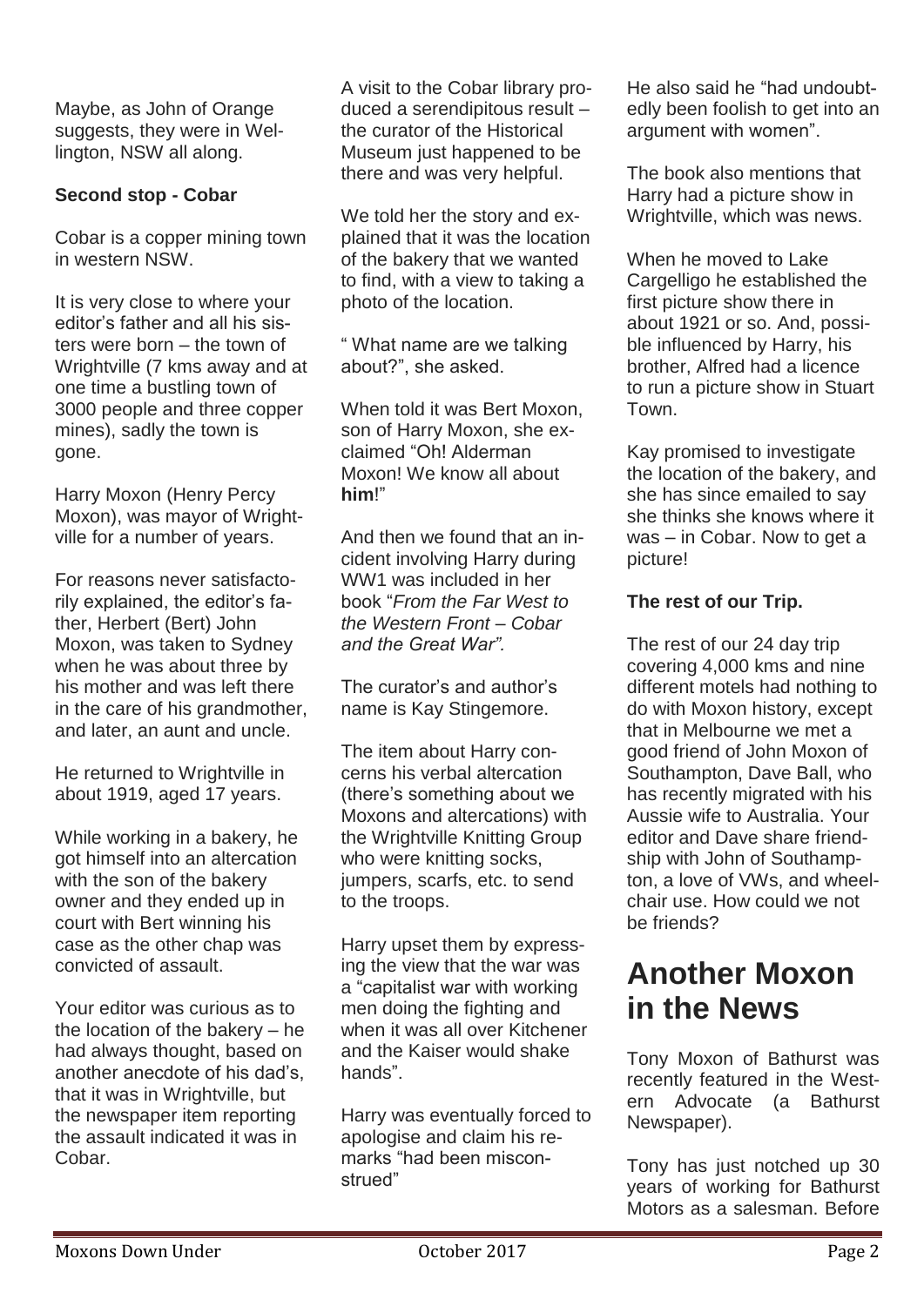Maybe, as John of Orange suggests, they were in Wellington, NSW all along.

**Second stop - Cobar**

Cobar is a copper mining town in western NSW.

It is very close to where your editor's father and all his sisters were born – the town of Wrightville (7 kms away and at one time a bustling town of 3000 people and three copper mines), sadly the town is gone.

Harry Moxon (Henry Percy Moxon), was mayor of Wrightville for a number of years.

For reasons never satisfactorily explained, the editor's father, Herbert (Bert) John Moxon, was taken to Sydney when he was about three by his mother and was left there in the care of his grandmother, and later, an aunt and uncle.

He returned to Wrightville in about 1919, aged 17 years.

While working in a bakery, he got himself into an altercation with the son of the bakery owner and they ended up in court with Bert winning his case as the other chap was convicted of assault.

Your editor was curious as to the location of the bakery – he had always thought, based on another anecdote of his dad's, that it was in Wrightville, but the newspaper item reporting the assault indicated it was in Cobar.

A visit to the Cobar library produced a serendipitous result – the curator of the Historical Museum just happened to be there and was very helpful.

We told her the story and explained that it was the location of the bakery that we wanted to find, with a view to taking a photo of the location.

" What name are we talking about?", she asked.

When told it was Bert Moxon, son of Harry Moxon, she exclaimed "Oh! Alderman Moxon! We know all about **him**!"

And then we found that an incident involving Harry during WW1 was included in her book "*From the Far West to the Western Front – Cobar and the Great War".*

The curator's and author's name is Kay Stingemore.

The item about Harry concerns his verbal altercation (there's something about we Moxons and altercations) with the Wrightville Knitting Group who were knitting socks, jumpers, scarfs, etc. to send to the troops.

Harry upset them by expressing the view that the war was a "capitalist war with working men doing the fighting and when it was all over Kitchener and the Kaiser would shake hands".

Harry was eventually forced to apologise and claim his remarks "had been misconstrued"

He also said he "had undoubtedly been foolish to get into an argument with women".

The book also mentions that Harry had a picture show in Wrightville, which was news.

When he moved to Lake Cargelligo he established the first picture show there in about 1921 or so. And, possible influenced by Harry, his brother, Alfred had a licence to run a picture show in Stuart Town.

Kay promised to investigate the location of the bakery, and she has since emailed to say she thinks she knows where it was – in Cobar. Now to get a picture!

**The rest of our Trip.**

The rest of our 24 day trip covering 4,000 kms and nine different motels had nothing to do with Moxon history, except that in Melbourne we met a good friend of John Moxon of Southampton, Dave Ball, who has recently migrated with his Aussie wife to Australia. Your editor and Dave share friendship with John of Southampton, a love of VWs, and wheelchair use. How could we not be friends?

# Another Moxon in the News

Tony Moxon of Bathurst was recently featured in the Western Advocate (a Bathurst Newspaper).

Tony has just notched up 30 years of working for Bathurst Motors as a salesman. Before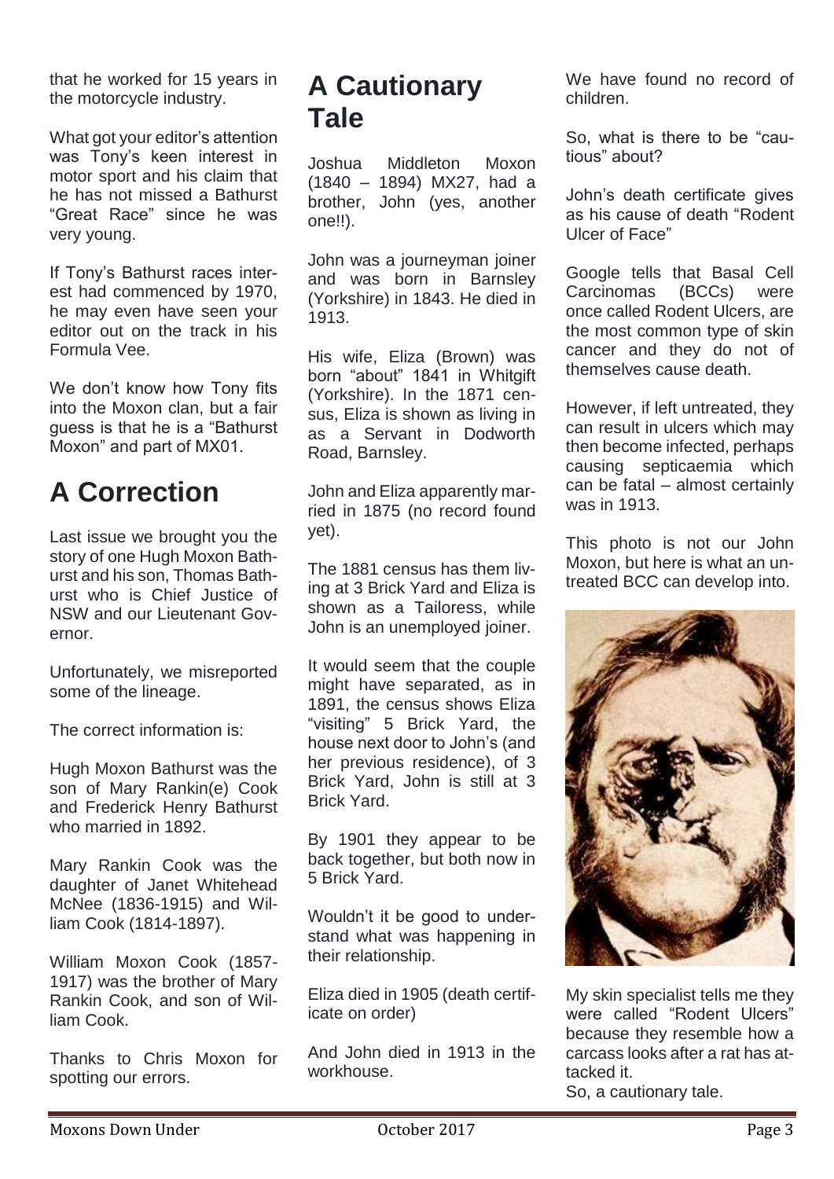that he worked for 15 years in the motorcycle industry.

What got your editor's attention was Tony's keen interest in motor sport and his claim that he has not missed a Bathurst "Great Race" since he was very young.

If Tony's Bathurst races interest had commenced by 1970, he may even have seen your editor out on the track in his Formula Vee.

We don't know how Tony fits into the Moxon clan, but a fair guess is that he is a "Bathurst Moxon" and part of MX01.

# A Correction

Last issue we brought you the story of one Hugh Moxon Bathurst and his son, Thomas Bathurst who is Chief Justice of NSW and our Lieutenant Governor.

Unfortunately, we misreported some of the lineage.

The correct information is:

Hugh Moxon Bathurst was the son of Mary Rankin(e) Cook and Frederick Henry Bathurst who married in 1892.

Mary Rankin Cook was the daughter of Janet Whitehead McNee (1836-1915) and William Cook (1814-1897).

William Moxon Cook (1857-1917) was the brother of Mary Rankin Cook, and son of William Cook.

Thanks to Chris Moxon for spotting our errors.

# A Cautionary Tale

Joshua Middleton Moxon (1840 – 1894) MX27, had a brother, John (yes, another one!!).

John was a journeyman joiner and was born in Barnsley (Yorkshire) in 1843. He died in 1913.

His wife, Eliza (Brown) was born "about" 1841 in Whitgift (Yorkshire). In the 1871 census, Eliza is shown as living in as a Servant in Dodworth Road, Barnsley.

John and Eliza apparently married in 1875 (no record found yet).

The 1881 census has them living at 3 Brick Yard and Eliza is shown as a Tailoress, while John is an unemployed joiner.

It would seem that the couple might have separated, as in 1891, the census shows Eliza "visiting" 5 Brick Yard, the house next door to John's (and her previous residence), of 3 Brick Yard, John is still at 3 Brick Yard.

By 1901 they appear to be back together, but both now in 5 Brick Yard.

Wouldn't it be good to understand what was happening in their relationship.

Eliza died in 1905 (death certificate on order)

And John died in 1913 in the workhouse.

We have found no record of children.

So, what is there to be "cautious" about?

John's death certificate gives as his cause of death "Rodent Ulcer of Face"

Google tells that Basal Cell Carcinomas (BCCs) were once called Rodent Ulcers, are the most common type of skin cancer and they do not of themselves cause death.

However, if left untreated, they can result in ulcers which may then become infected, perhaps causing septicaemia which can be fatal – almost certainly was in 1913.

This photo is not our John Moxon, but here is what an untreated BCC can develop into.

My skin specialist tells me they were called "Rodent Ulcers" because they resemble how a carcass looks after a rat has attacked it.

So, a cautionary tale.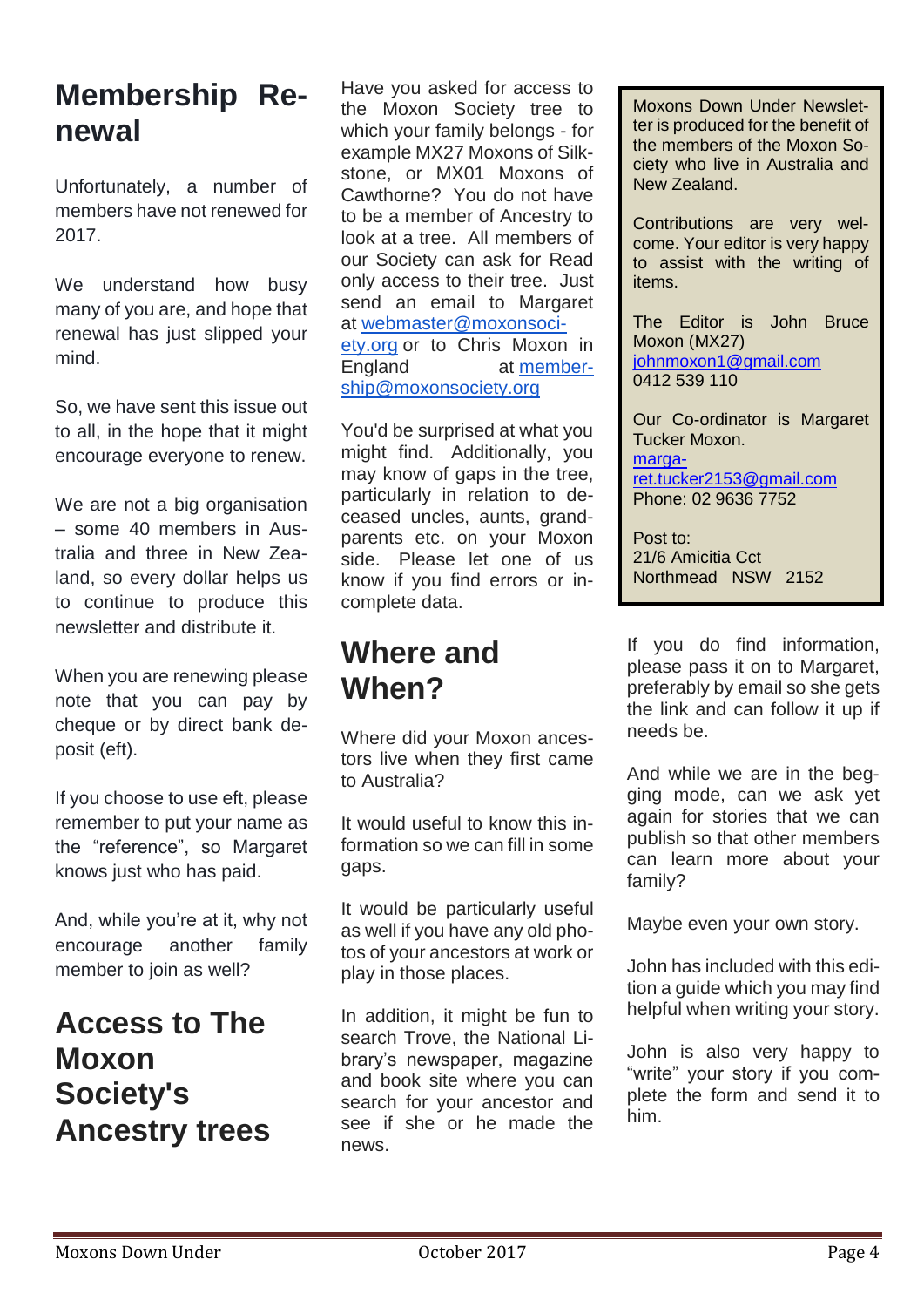# Membership Renewal

Unfortunately, a number of members have not renewed for 2017.

We understand how busy many of you are, and hope that renewal has just slipped your mind.

So, we have sent this issue out to all, in the hope that it might encourage everyone to renew.

We are not a big organisation – some 40 members in Australia and three in New Zealand, so every dollar helps us to continue to produce this newsletter and distribute it.

When you are renewing please note that you can pay by cheque or by direct bank deposit (eft).

If you choose to use eft, please remember to put your name as the "reference", so Margaret knows just who has paid.

And, while you're at it, why not encourage another family member to join as well?

# Access to The Moxon Society's Ancestry trees

Have you asked for access to the Moxon Society tree to which your family belongs - for example MX27 Moxons of Silkstone, or MX01 Moxons of Cawthorne? You do not have to be a member of Ancestry to look at a tree. All members of our Society can ask for Read only access to their tree. Just send an email to Margaret at webmaster@moxonsociety.org or to Chris Moxon in England at membership@moxonsociety.org

You'd be surprised at what you might find. Additionally, you may know of gaps in the tree, particularly in relation to deceased uncles, aunts, grandparents etc. on your Moxon side. Please let one of us know if you find errors or incomplete data.

# Where and When?

Where did your Moxon ancestors live when they first came to Australia?

It would useful to know this information so we can fill in some gaps.

It would be particularly useful as well if you have any old photos of your ancestors at work or play in those places.

In addition, it might be fun to search Trove, the National Library's newspaper, magazine and book site where you can search for your ancestor and see if she or he made the news.

If you do find information, please pass it on to Margaret, preferably by email so she gets the link and can follow it up if needs be.

And while we are in the begging mode, can we ask yet again for stories that we can publish so that other members can learn more about your family?

Maybe even your own story.

John has included with this edition a guide which you may find helpful when writing your story.

John is also very happy to "write" your story if you complete the form and send it to him.

---

Moxons Down Under Newsletter is produced for the benefit of the members of the Moxon Society who live in Australia and New Zealand.

Contributions are very welcome. Your editor is very happy to assist with the writing of items.

The Editor is John Bruce Moxon (MX27)
johnmoxon1@gmail.com
0412 539 110

Our Co-ordinator is Margaret Tucker Moxon.
margaret.tucker2153@gmail.com
Phone: 02 9636 7752

Post to:
21/6 Amicitia Cct
Northmead NSW 2152